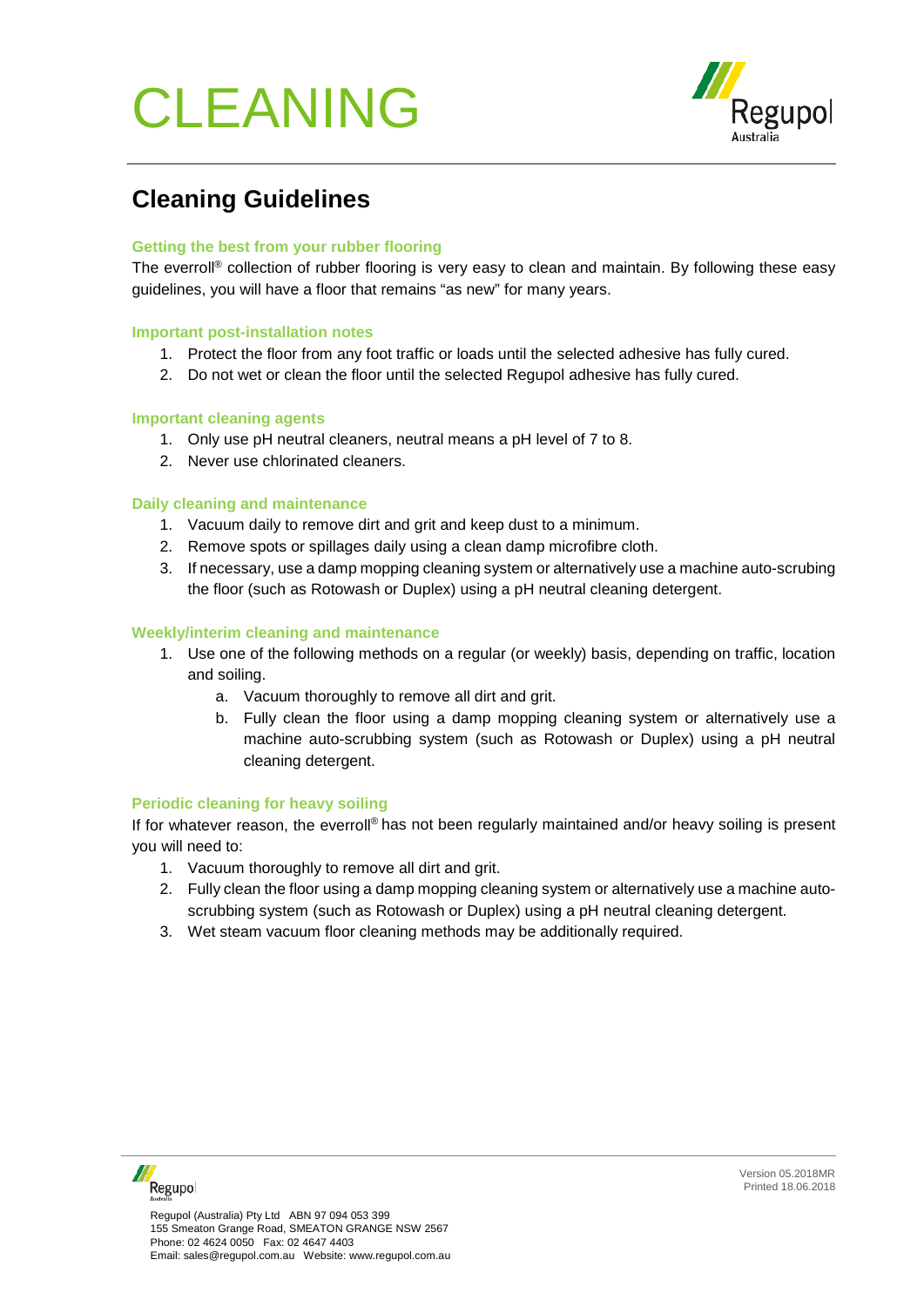# CLEANING

## Cleaning Guidelines

### Getting the best from your rubber flooring

The everroll® collection of rubber flooring is very easy to clean and maintain. By following these easy guidelines, you will have a floor that remains "as new" for many years.

### Important post-installation notes

1. Protect the floor from any foot traffic or loads until the selected adhesive has fully cured.
2. Do not wet or clean the floor until the selected Regupol adhesive has fully cured.

### Important cleaning agents

1. Only use pH neutral cleaners, neutral means a pH level of 7 to 8.
2. Never use chlorinated cleaners.

### Daily cleaning and maintenance

1. Vacuum daily to remove dirt and grit and keep dust to a minimum.
2. Remove spots or spillages daily using a clean damp microfibre cloth.
3. If necessary, use a damp mopping cleaning system or alternatively use a machine auto-scrubbing the floor (such as Rotowash or Duplex) using a pH neutral cleaning detergent.

### Weekly/interim cleaning and maintenance

1. Use one of the following methods on a regular (or weekly) basis, depending on traffic, location and soiling.
   a. Vacuum thoroughly to remove all dirt and grit.
   b. Fully clean the floor using a damp mopping cleaning system or alternatively use a machine auto-scrubbing system (such as Rotowash or Duplex) using a pH neutral cleaning detergent.

### Periodic cleaning for heavy soiling

If for whatever reason, the everroll® has not been regularly maintained and/or heavy soiling is present you will need to:

1. Vacuum thoroughly to remove all dirt and grit.
2. Fully clean the floor using a damp mopping cleaning system or alternatively use a machine auto-scrubbing system (such as Rotowash or Duplex) using a pH neutral cleaning detergent.
3. Wet steam vacuum floor cleaning methods may be additionally required.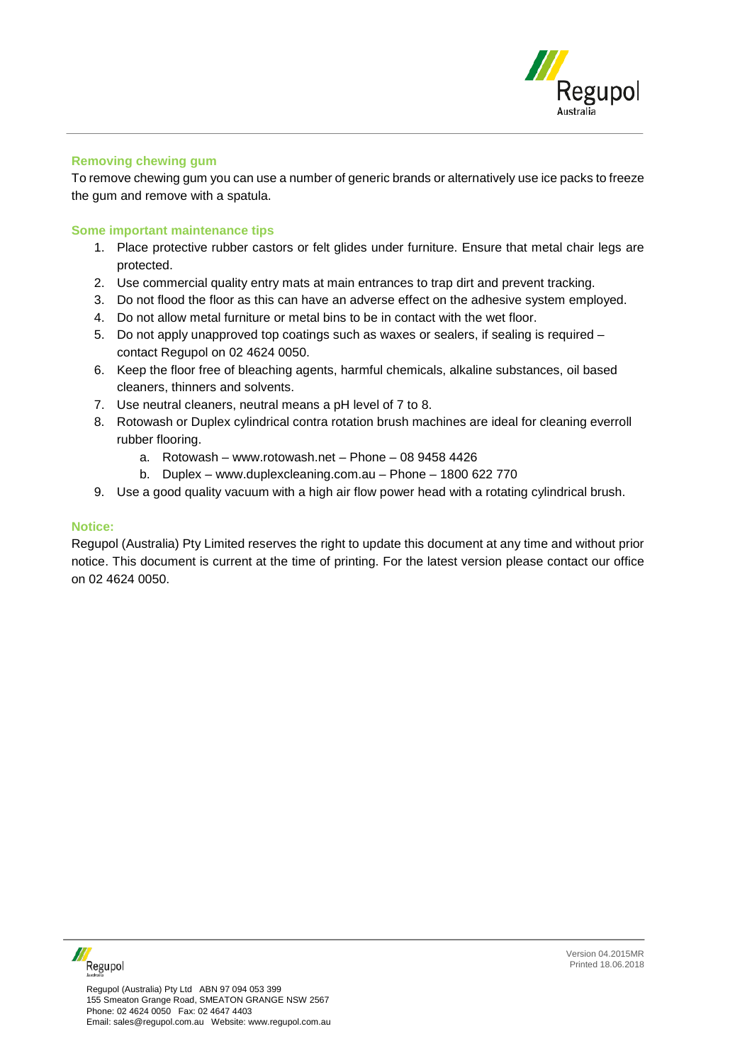## Removing chewing gum

To remove chewing gum you can use a number of generic brands or alternatively use ice packs to freeze the gum and remove with a spatula.

## Some important maintenance tips

1. Place protective rubber castors or felt glides under furniture. Ensure that metal chair legs are protected.
2. Use commercial quality entry mats at main entrances to trap dirt and prevent tracking.
3. Do not flood the floor as this can have an adverse effect on the adhesive system employed.
4. Do not allow metal furniture or metal bins to be in contact with the wet floor.
5. Do not apply unapproved top coatings such as waxes or sealers, if sealing is required – contact Regupol on 02 4624 0050.
6. Keep the floor free of bleaching agents, harmful chemicals, alkaline substances, oil based cleaners, thinners and solvents.
7. Use neutral cleaners, neutral means a pH level of 7 to 8.
8. Rotowash or Duplex cylindrical contra rotation brush machines are ideal for cleaning everroll rubber flooring.
    a. Rotowash – www.rotowash.net – Phone – 08 9458 4426
    b. Duplex – www.duplexcleaning.com.au – Phone – 1800 622 770
9. Use a good quality vacuum with a high air flow power head with a rotating cylindrical brush.

## Notice:

Regupol (Australia) Pty Limited reserves the right to update this document at any time and without prior notice. This document is current at the time of printing. For the latest version please contact our office on 02 4624 0050.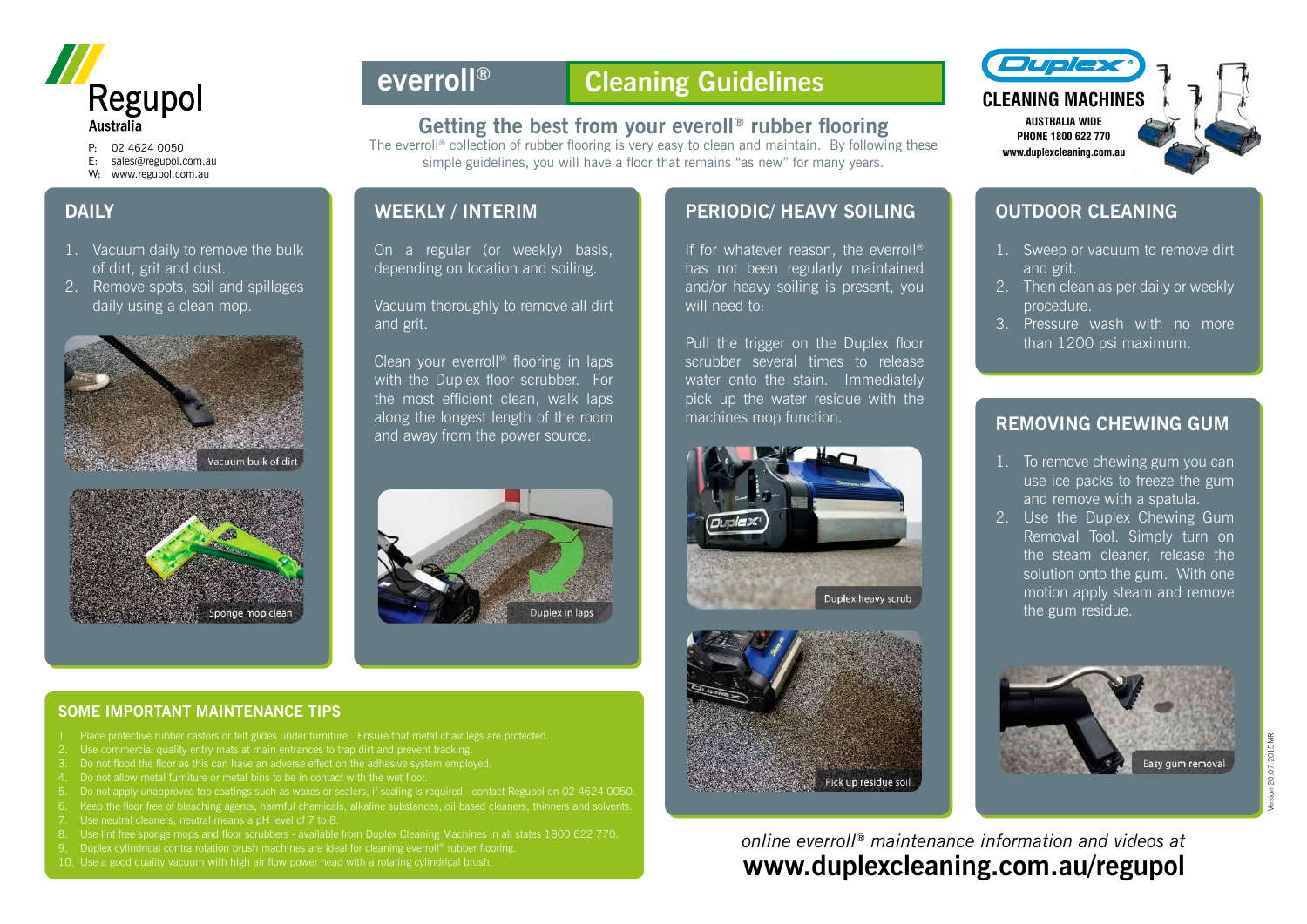Regupol
Australia

P: 02 4624 0050
E: sales@regupol.com.au
W: www.regupol.com.au

# everroll® Cleaning Guidelines

## Getting the best from your everoll® rubber flooring

The everroll® collection of rubber flooring is very easy to clean and maintain. By following these simple guidelines, you will have a floor that remains "as new" for many years.

Duplex®
CLEANING MACHINES
AUSTRALIA WIDE
PHONE 1800 622 770
www.duplexcleaning.com.au

## DAILY

1. Vacuum daily to remove the bulk of dirt, grit and dust.
2. Remove spots, soil and spillages daily using a clean mop.

Vacuum bulk of dirt

Sponge mop clean

## WEEKLY / INTERIM

On a regular (or weekly) basis, depending on location and soiling.

Vacuum thoroughly to remove all dirt and grit.

Clean your everroll® flooring in laps with the Duplex floor scrubber. For the most efficient clean, walk laps along the longest length of the room and away from the power source.

Duplex in laps

## PERIODIC/ HEAVY SOILING

If for whatever reason, the everroll® has not been regularly maintained and/or heavy soiling is present, you will need to:

Pull the trigger on the Duplex floor scrubber several times to release water onto the stain. Immediately pick up the water residue with the machines mop function.

Duplex heavy scrub

Pick up residue soil

## OUTDOOR CLEANING

1. Sweep or vacuum to remove dirt and grit.
2. Then clean as per daily or weekly procedure.
3. Pressure wash with no more than 1200 psi maximum.

## REMOVING CHEWING GUM

1. To remove chewing gum you can use ice packs to freeze the gum and remove with a spatula.
2. Use the Duplex Chewing Gum Removal Tool. Simply turn on the steam cleaner, release the solution onto the gum. With one motion apply steam and remove the gum residue.

Easy gum removal

## SOME IMPORTANT MAINTENANCE TIPS

1. Place protective rubber castors or felt glides under furniture. Ensure that metal chair legs are protected.
2. Use commercial quality entry mats at main entrances to trap dirt and prevent tracking.
3. Do not flood the floor as this can have an adverse effect on the adhesive system employed.
4. Do not allow metal furniture or metal bins to be in contact with the wet floor.
5. Do not apply unapproved top coatings such as waxes or sealers, if sealing is required - contact Regupol on 02 4624 0050.
6. Keep the floor free of bleaching agents, harmful chemicals, alkaline substances, oil based cleaners, thinners and solvents.
7. Use neutral cleaners, neutral means a pH level of 7 to 8.
8. Use lint free sponge mops and floor scrubbers - available from Duplex Cleaning Machines in all states 1800 622 770.
9. Duplex cylindrical contra rotation brush machines are ideal for cleaning everroll® rubber flooring.
10. Use a good quality vacuum with high air flow power head with a rotating cylindrical brush.

*online everroll® maintenance information and videos at*
**www.duplexcleaning.com.au/regupol**

Version 20.07.2015 MR